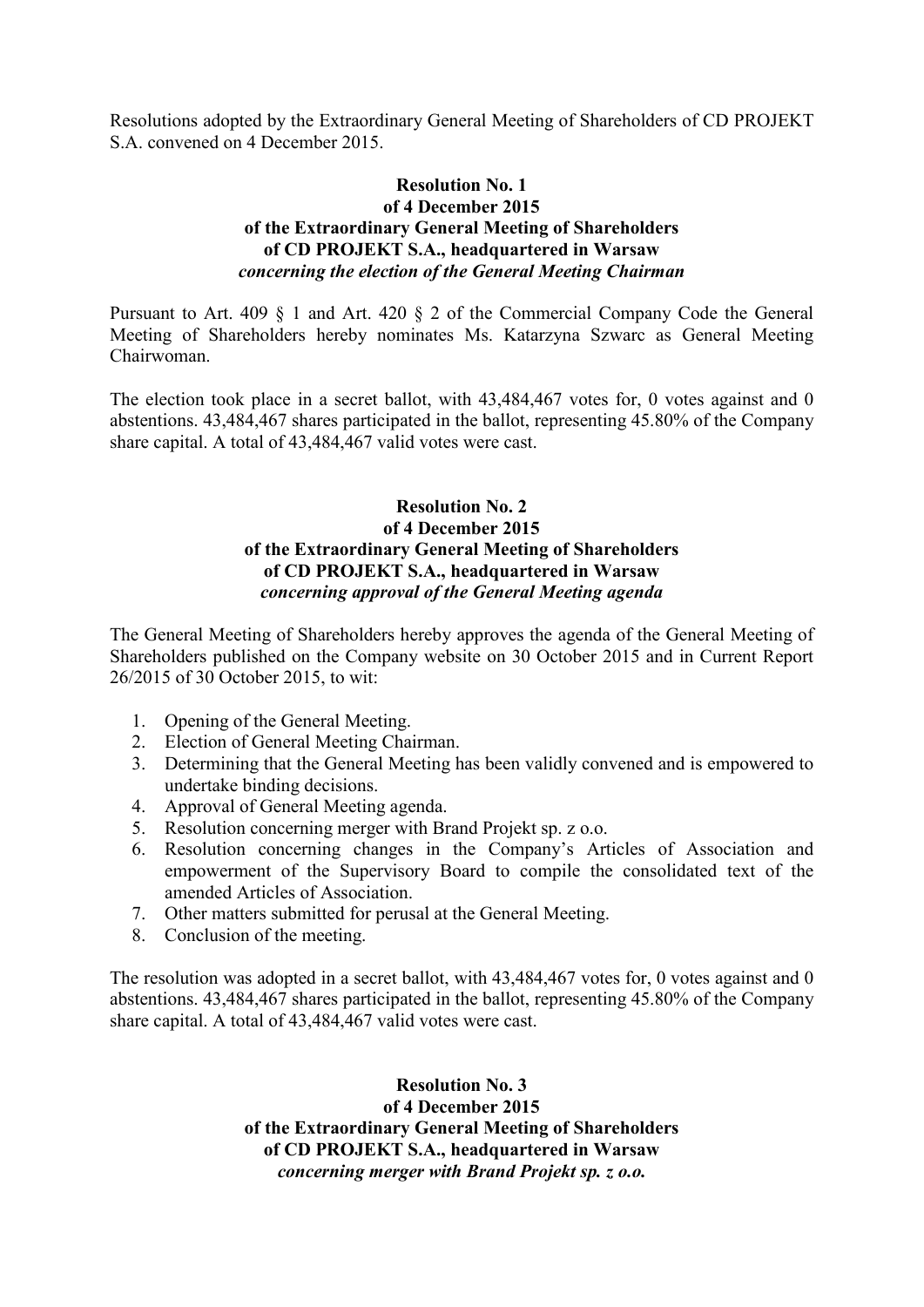Resolutions adopted by the Extraordinary General Meeting of Shareholders of CD PROJEKT S.A. convened on 4 December 2015.

**Resolution No. 1**
**of 4 December 2015**
**of the Extraordinary General Meeting of Shareholders**
**of CD PROJEKT S.A., headquartered in Warsaw**
***concerning the election of the General Meeting Chairman***

Pursuant to Art. 409 § 1 and Art. 420 § 2 of the Commercial Company Code the General Meeting of Shareholders hereby nominates Ms. Katarzyna Szwarc as General Meeting Chairwoman.

The election took place in a secret ballot, with 43,484,467 votes for, 0 votes against and 0 abstentions. 43,484,467 shares participated in the ballot, representing 45.80% of the Company share capital. A total of 43,484,467 valid votes were cast.

**Resolution No. 2**
**of 4 December 2015**
**of the Extraordinary General Meeting of Shareholders**
**of CD PROJEKT S.A., headquartered in Warsaw**
***concerning approval of the General Meeting agenda***

The General Meeting of Shareholders hereby approves the agenda of the General Meeting of Shareholders published on the Company website on 30 October 2015 and in Current Report 26/2015 of 30 October 2015, to wit:

1. Opening of the General Meeting.
2. Election of General Meeting Chairman.
3. Determining that the General Meeting has been validly convened and is empowered to undertake binding decisions.
4. Approval of General Meeting agenda.
5. Resolution concerning merger with Brand Projekt sp. z o.o.
6. Resolution concerning changes in the Company's Articles of Association and empowerment of the Supervisory Board to compile the consolidated text of the amended Articles of Association.
7. Other matters submitted for perusal at the General Meeting.
8. Conclusion of the meeting.

The resolution was adopted in a secret ballot, with 43,484,467 votes for, 0 votes against and 0 abstentions. 43,484,467 shares participated in the ballot, representing 45.80% of the Company share capital. A total of 43,484,467 valid votes were cast.

**Resolution No. 3**
**of 4 December 2015**
**of the Extraordinary General Meeting of Shareholders**
**of CD PROJEKT S.A., headquartered in Warsaw**
***concerning merger with Brand Projekt sp. z o.o.***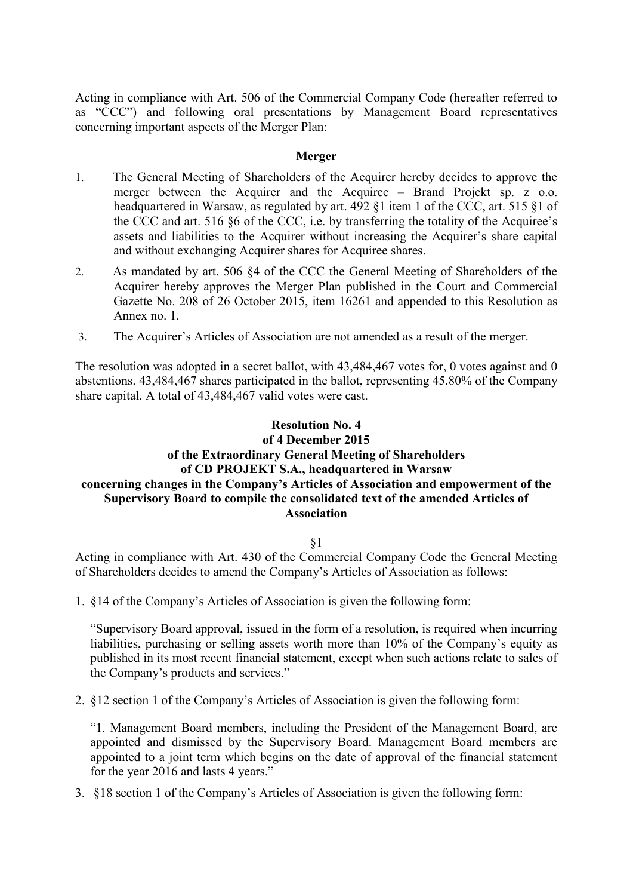Acting in compliance with Art. 506 of the Commercial Company Code (hereafter referred to as "CCC") and following oral presentations by Management Board representatives concerning important aspects of the Merger Plan:

**Merger**

1. The General Meeting of Shareholders of the Acquirer hereby decides to approve the merger between the Acquirer and the Acquiree – Brand Projekt sp. z o.o. headquartered in Warsaw, as regulated by art. 492 §1 item 1 of the CCC, art. 515 §1 of the CCC and art. 516 §6 of the CCC, i.e. by transferring the totality of the Acquiree's assets and liabilities to the Acquirer without increasing the Acquirer's share capital and without exchanging Acquirer shares for Acquiree shares.
2. As mandated by art. 506 §4 of the CCC the General Meeting of Shareholders of the Acquirer hereby approves the Merger Plan published in the Court and Commercial Gazette No. 208 of 26 October 2015, item 16261 and appended to this Resolution as Annex no. 1.
3. The Acquirer's Articles of Association are not amended as a result of the merger.

The resolution was adopted in a secret ballot, with 43,484,467 votes for, 0 votes against and 0 abstentions. 43,484,467 shares participated in the ballot, representing 45.80% of the Company share capital. A total of 43,484,467 valid votes were cast.

**Resolution No. 4**
**of 4 December 2015**
**of the Extraordinary General Meeting of Shareholders**
**of CD PROJEKT S.A., headquartered in Warsaw**
**concerning changes in the Company's Articles of Association and empowerment of the Supervisory Board to compile the consolidated text of the amended Articles of Association**

§1

Acting in compliance with Art. 430 of the Commercial Company Code the General Meeting of Shareholders decides to amend the Company's Articles of Association as follows:

1. §14 of the Company's Articles of Association is given the following form:

   "Supervisory Board approval, issued in the form of a resolution, is required when incurring liabilities, purchasing or selling assets worth more than 10% of the Company's equity as published in its most recent financial statement, except when such actions relate to sales of the Company's products and services."

2. §12 section 1 of the Company's Articles of Association is given the following form:

   "1. Management Board members, including the President of the Management Board, are appointed and dismissed by the Supervisory Board. Management Board members are appointed to a joint term which begins on the date of approval of the financial statement for the year 2016 and lasts 4 years."

3. §18 section 1 of the Company's Articles of Association is given the following form: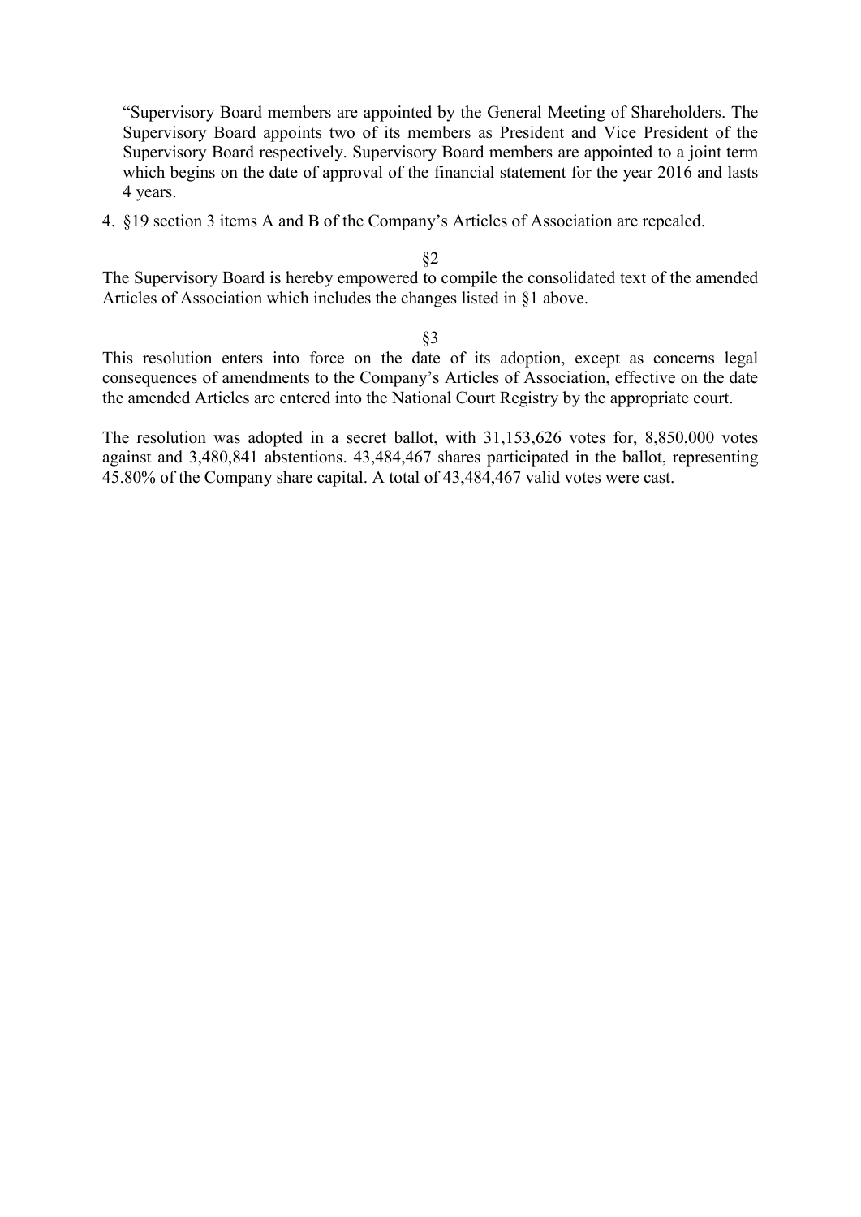"Supervisory Board members are appointed by the General Meeting of Shareholders. The Supervisory Board appoints two of its members as President and Vice President of the Supervisory Board respectively. Supervisory Board members are appointed to a joint term which begins on the date of approval of the financial statement for the year 2016 and lasts 4 years.

4. §19 section 3 items A and B of the Company's Articles of Association are repealed.

§2

The Supervisory Board is hereby empowered to compile the consolidated text of the amended Articles of Association which includes the changes listed in §1 above.

§3

This resolution enters into force on the date of its adoption, except as concerns legal consequences of amendments to the Company's Articles of Association, effective on the date the amended Articles are entered into the National Court Registry by the appropriate court.

The resolution was adopted in a secret ballot, with 31,153,626 votes for, 8,850,000 votes against and 3,480,841 abstentions. 43,484,467 shares participated in the ballot, representing 45.80% of the Company share capital. A total of 43,484,467 valid votes were cast.